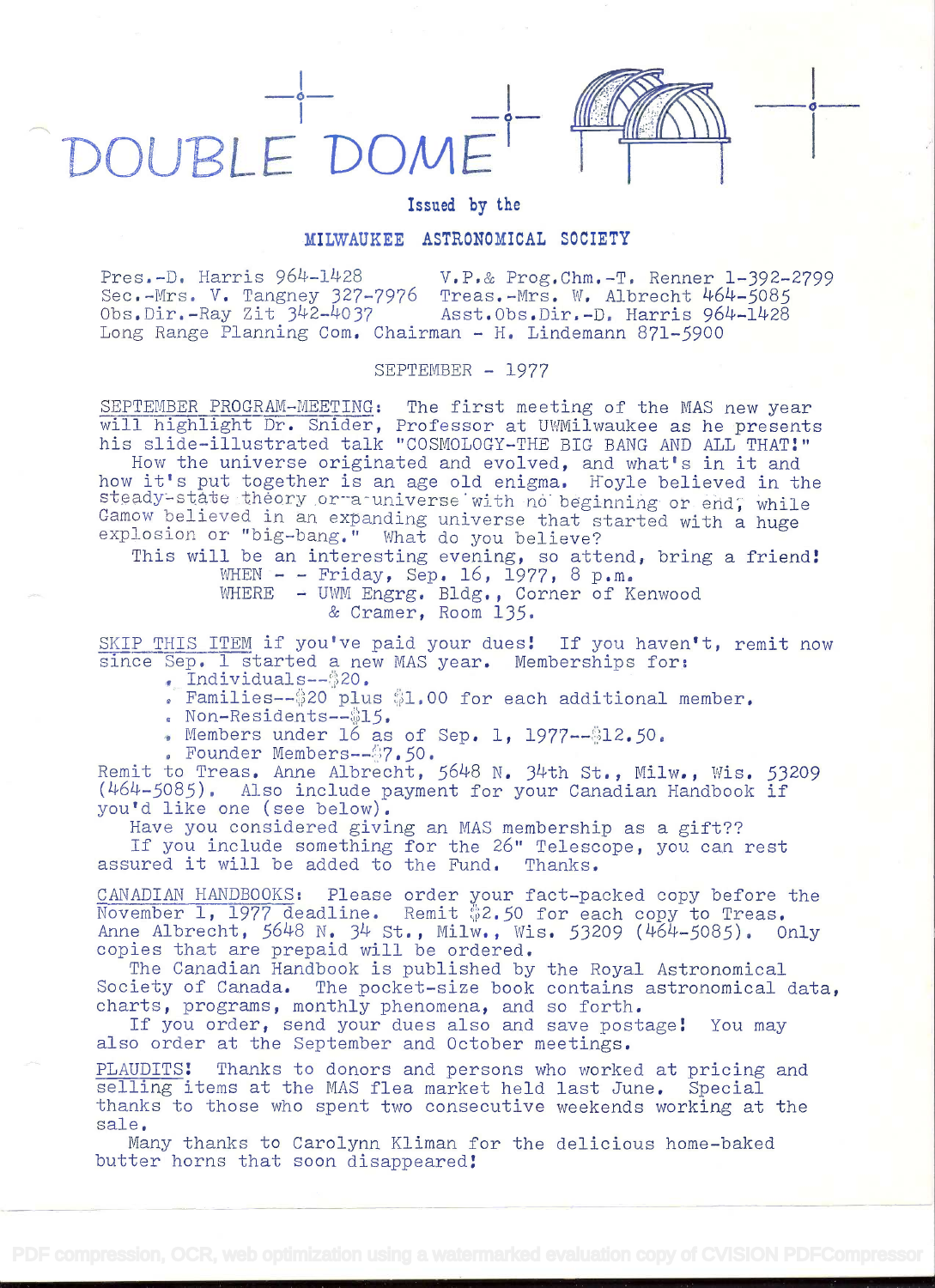# DOUBLE DOME

Issued by the

MILWAUKEE ASTRONOMICAL SOCIETY

Pres.-D. Harris 964-1428 V.P.& Prog.Chm.-T. Renner 1-392-2799
Sec.-Mrs. V. Tangney 327-7976 Treas.-Mrs. W. Albrecht 464-5085
Obs.Dir.-Ray Zit 342-4037 Asst.Obs.Dir.-D. Harris 964-1428
Long Range Planning Com. Chairman - H. Lindemann 871-5900

SEPTEMBER - 1977

SEPTEMBER PROGRAM-MEETING: The first meeting of the MAS new year will highlight Dr. Snider, Professor at UWMilwaukee as he presents his slide-illustrated talk "COSMOLOGY-THE BIG BANG AND ALL THAT!"

How the universe originated and evolved, and what's in it and how it's put together is an age old enigma. Hoyle believed in the steady-state theory or a universe with no beginning or end, while Gamow believed in an expanding universe that started with a huge explosion or "big-bang." What do you believe?

This will be an interesting evening, so attend, bring a friend!

WHEN - - Friday, Sep. 16, 1977, 8 p.m.
WHERE - UWM Engrg. Bldg., Corner of Kenwood & Cramer, Room 135.

SKIP THIS ITEM if you've paid your dues! If you haven't, remit now since Sep. 1 started a new MAS year. Memberships for:

- Individuals--$20.
- Families--$20 plus $1.00 for each additional member.
- Non-Residents--$15.
- Members under 16 as of Sep. 1, 1977--$12.50.
- Founder Members--$7.50.

Remit to Treas. Anne Albrecht, 5648 N. 34th St., Milw., Wis. 53209 (464-5085). Also include payment for your Canadian Handbook if you'd like one (see below).

Have you considered giving an MAS membership as a gift??

If you include something for the 26" Telescope, you can rest assured it will be added to the Fund. Thanks.

CANADIAN HANDBOOKS: Please order your fact-packed copy before the November 1, 1977 deadline. Remit $2.50 for each copy to Treas. Anne Albrecht, 5648 N. 34 St., Milw., Wis. 53209 (464-5085). Only copies that are prepaid will be ordered.

The Canadian Handbook is published by the Royal Astronomical Society of Canada. The pocket-size book contains astronomical data, charts, programs, monthly phenomena, and so forth.

If you order, send your dues also and save postage! You may also order at the September and October meetings.

PLAUDITS! Thanks to donors and persons who worked at pricing and selling items at the MAS flea market held last June. Special thanks to those who spent two consecutive weekends working at the sale.

Many thanks to Carolynn Kliman for the delicious home-baked butter horns that soon disappeared!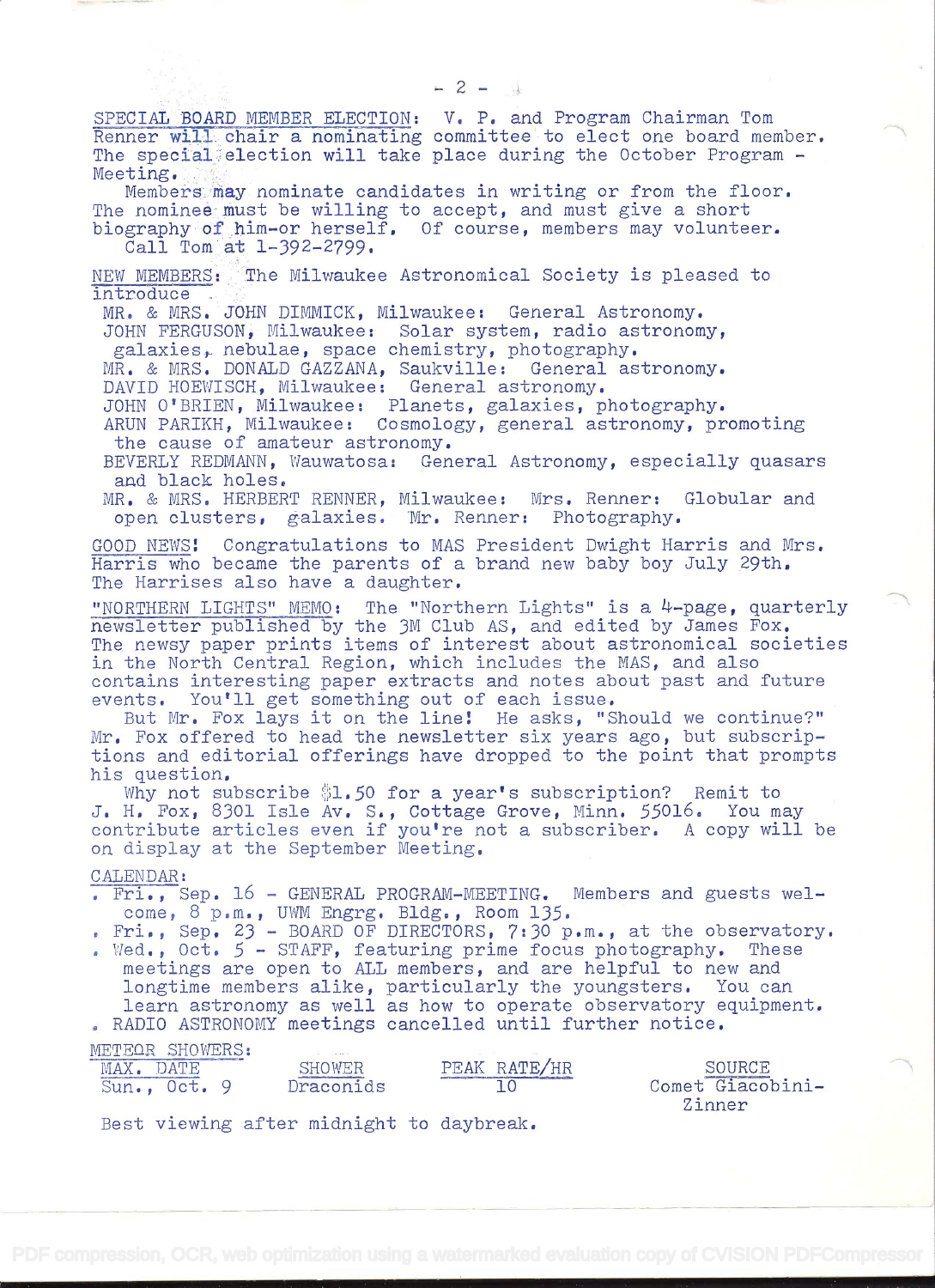SPECIAL BOARD MEMBER ELECTION: V. P. and Program Chairman Tom Renner will chair a nominating committee to elect one board member. The special election will take place during the October Program - Meeting.

Members may nominate candidates in writing or from the floor. The nominee must be willing to accept, and must give a short biography of him-or herself. Of course, members may volunteer. Call Tom at 1-392-2799.

NEW MEMBERS: The Milwaukee Astronomical Society is pleased to introduce

- MR. & MRS. JOHN DIMMICK, Milwaukee: General Astronomy.
- JOHN FERGUSON, Milwaukee: Solar system, radio astronomy, galaxies, nebulae, space chemistry, photography.
- MR. & MRS. DONALD GAZZANA, Saukville: General astronomy.
- DAVID HOEWISCH, Milwaukee: General astronomy.
- JOHN O'BRIEN, Milwaukee: Planets, galaxies, photography.
- ARUN PARIKH, Milwaukee: Cosmology, general astronomy, promoting the cause of amateur astronomy.
- BEVERLY REDMANN, Wauwatosa: General Astronomy, especially quasars and black holes.
- MR. & MRS. HERBERT RENNER, Milwaukee: Mrs. Renner: Globular and open clusters, galaxies. Mr. Renner: Photography.

GOOD NEWS! Congratulations to MAS President Dwight Harris and Mrs. Harris who became the parents of a brand new baby boy July 29th. The Harrises also have a daughter.

"NORTHERN LIGHTS" MEMO: The "Northern Lights" is a 4-page, quarterly newsletter published by the 3M Club AS, and edited by James Fox. The newsy paper prints items of interest about astronomical societies in the North Central Region, which includes the MAS, and also contains interesting paper extracts and notes about past and future events. You'll get something out of each issue.

But Mr. Fox lays it on the line! He asks, "Should we continue?" Mr. Fox offered to head the newsletter six years ago, but subscriptions and editorial offerings have dropped to the point that prompts his question.

Why not subscribe $1.50 for a year's subscription? Remit to J. H. Fox, 8301 Isle Av. S., Cottage Grove, Minn. 55016. You may contribute articles even if you're not a subscriber. A copy will be on display at the September Meeting.

CALENDAR:

- Fri., Sep. 16 - GENERAL PROGRAM-MEETING. Members and guests welcome, 8 p.m., UWM Engrg. Bldg., Room 135.
- Fri., Sep. 23 - BOARD OF DIRECTORS, 7:30 p.m., at the observatory.
- Wed., Oct. 5 - STAFF, featuring prime focus photography. These meetings are open to ALL members, and are helpful to new and longtime members alike, particularly the youngsters. You can learn astronomy as well as how to operate observatory equipment.
- RADIO ASTRONOMY meetings cancelled until further notice.

METEOR SHOWERS:

| MAX. DATE | SHOWER | PEAK RATE/HR | SOURCE |
|---|---|---|---|
| Sun., Oct. 9 | Draconids | 10 | Comet Giacobini-Zinner |

Best viewing after midnight to daybreak.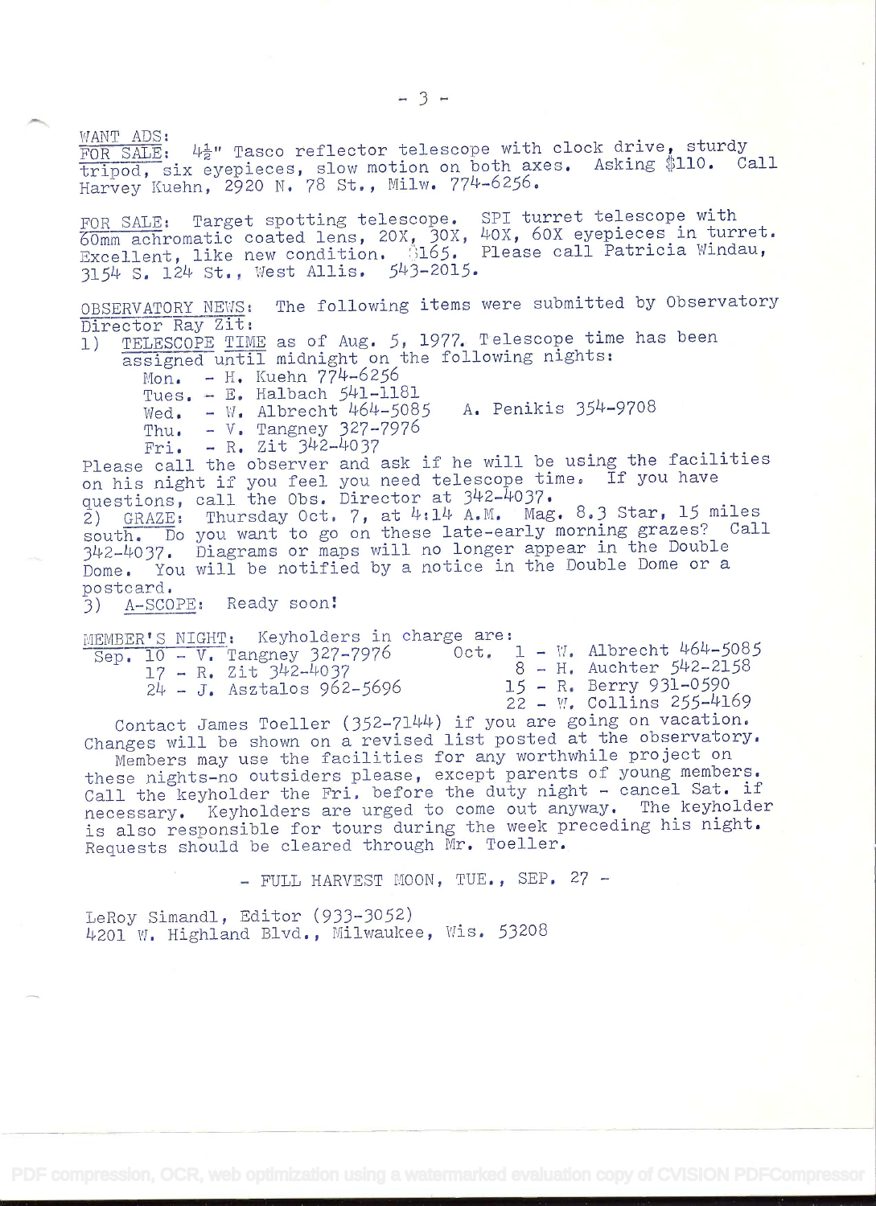WANT ADS:

FOR SALE: $4\frac{1}{2}$" Tasco reflector telescope with clock drive, sturdy tripod, six eyepieces, slow motion on both axes. Asking $110. Call Harvey Kuehn, 2920 N. 78 St., Milw. 774-6256.

FOR SALE: Target spotting telescope. SPI turret telescope with 60mm achromatic coated lens, 20X, 30X, 40X, 60X eyepieces in turret. Excellent, like new condition. $165. Please call Patricia Windau, 3154 S. 124 St., West Allis. 543-2015.

OBSERVATORY NEWS: The following items were submitted by Observatory Director Ray Zit:

1) TELESCOPE TIME as of Aug. 5, 1977. Telescope time has been assigned until midnight on the following nights:
   - Mon. - H. Kuehn 774-6256
   - Tues. - E. Halbach 541-1181
   - Wed. - W. Albrecht 464-5085 A. Penikis 354-9708
   - Thu. - V. Tangney 327-7976
   - Fri. - R. Zit 342-4037

Please call the observer and ask if he will be using the facilities on his night if you feel you need telescope time. If you have questions, call the Obs. Director at 342-4037.

2) GRAZE: Thursday Oct. 7, at 4:14 A.M. Mag. 8.3 Star, 15 miles south. Do you want to go on these late-early morning grazes? Call 342-4037. Diagrams or maps will no longer appear in the Double Dome. You will be notified by a notice in the Double Dome or a postcard.

3) A-SCOPE: Ready soon!

MEMBER'S NIGHT: Keyholders in charge are:

| | |
|---|---|
| Sep. 10 - V. Tangney 327-7976 | Oct. 1 - W. Albrecht 464-5085 |
| 17 - R. Zit 342-4037 | 8 - H. Auchter 542-2158 |
| 24 - J. Asztalos 962-5696 | 15 - R. Berry 931-0590 |
| | 22 - W. Collins 255-4169 |

Contact James Toeller (352-7144) if you are going on vacation. Changes will be shown on a revised list posted at the observatory.

Members may use the facilities for any worthwhile project on these nights-no outsiders please, except parents of young members. Call the keyholder the Fri. before the duty night - cancel Sat. if necessary. Keyholders are urged to come out anyway. The keyholder is also responsible for tours during the week preceding his night. Requests should be cleared through Mr. Toeller.

\- FULL HARVEST MOON, TUE., SEP. 27 -

LeRoy Simandl, Editor (933-3052)
4201 W. Highland Blvd., Milwaukee, Wis. 53208